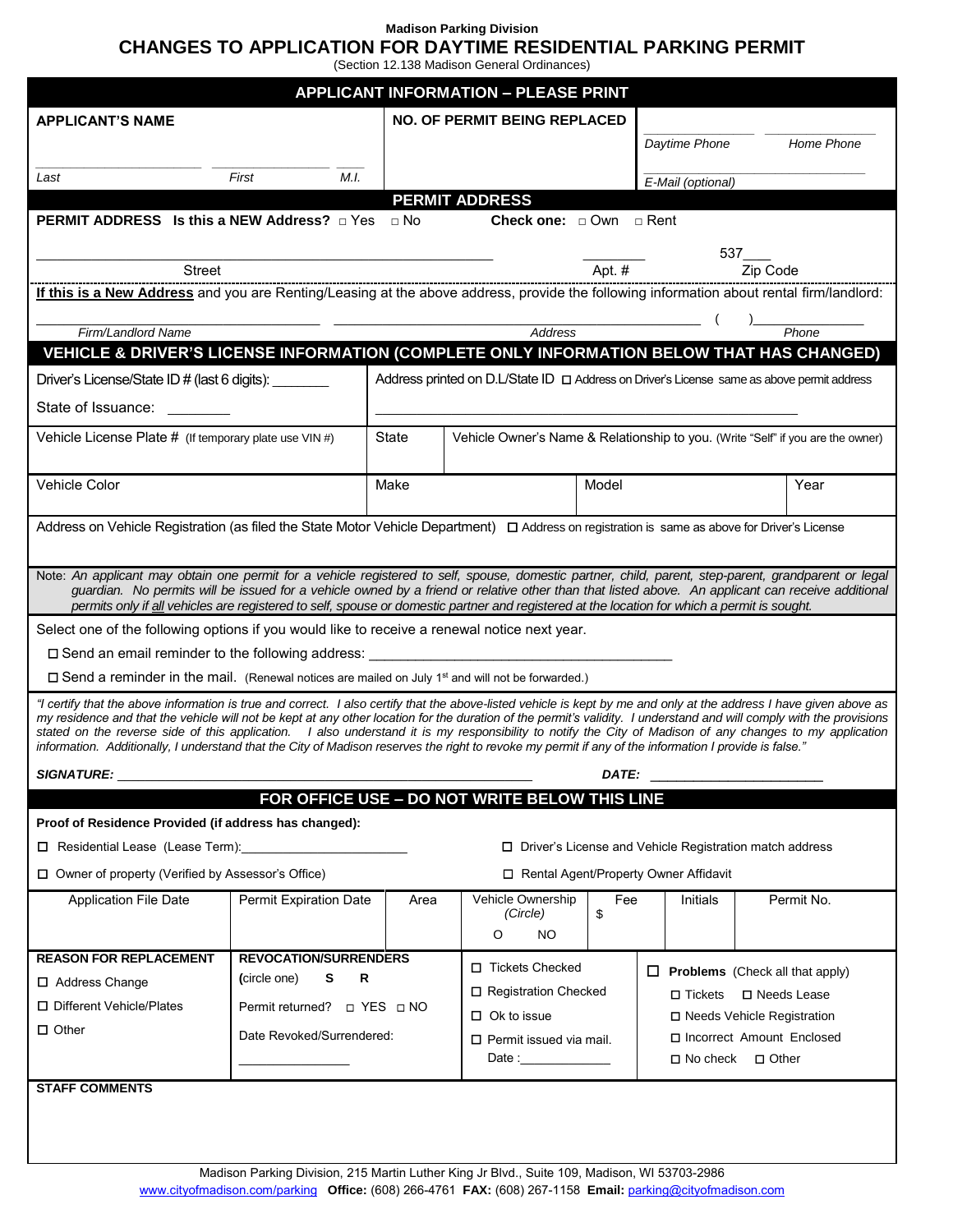Madison Parking Division

# CHANGES TO APPLICATION FOR DAYTIME RESIDENTIAL PARKING PERMIT

(Section 12.138 Madison General Ordinances)

## APPLICANT INFORMATION – PLEASE PRINT

| APPLICANT'S NAME | NO. OF PERMIT BEING REPLACED | |
|---|---|---|
| ______ ______ ___ | | ______ Daytime Phone ______ Home Phone |
| Last First M.I. | | ______ E-Mail (optional) |

## PERMIT ADDRESS

**PERMIT ADDRESS Is this a NEW Address?** □ Yes □ No **Check one:** □ Own □ Rent

______________________ Street ________ Apt. # 537___ Zip Code

**If this is a New Address** and you are Renting/Leasing at the above address, provide the following information about rental firm/landlord:

______________ Firm/Landlord Name ______________ Address ( )__________ Phone

## VEHICLE & DRIVER'S LICENSE INFORMATION (COMPLETE ONLY INFORMATION BELOW THAT HAS CHANGED)

| Driver's License/State ID # (last 6 digits): _______ State of Issuance: ________ | Address printed on D.L/State ID ☐ Address on Driver's License same as above permit address ______________ | | | |
|---|---|---|---|---|
| Vehicle License Plate # (If temporary plate use VIN #) | State | Vehicle Owner's Name & Relationship to you. (Write "Self" if you are the owner) | | |
| Vehicle Color | Make | | Model | Year |

Address on Vehicle Registration (as filed the State Motor Vehicle Department) ☐ Address on registration is same as above for Driver's License

Note: *An applicant may obtain one permit for a vehicle registered to self, spouse, domestic partner, child, parent, step-parent, grandparent or legal guardian. No permits will be issued for a vehicle owned by a friend or relative other than that listed above. An applicant can receive additional permits only if all vehicles are registered to self, spouse or domestic partner and registered at the location for which a permit is sought.*

Select one of the following options if you would like to receive a renewal notice next year.

☐ Send an email reminder to the following address: ______________________________

☐ Send a reminder in the mail. (Renewal notices are mailed on July 1st and will not be forwarded.)

*"I certify that the above information is true and correct. I also certify that the above-listed vehicle is kept by me and only at the address I have given above as my residence and that the vehicle will not be kept at any other location for the duration of the permit's validity. I understand and will comply with the provisions stated on the reverse side of this application. I also understand it is my responsibility to notify the City of Madison of any changes to my application information. Additionally, I understand that the City of Madison reserves the right to revoke my permit if any of the information I provide is false."*

***SIGNATURE:*** ______________________________ ***DATE:*** ______________

## FOR OFFICE USE – DO NOT WRITE BELOW THIS LINE

**Proof of Residence Provided (if address has changed):**

☐ Residential Lease (Lease Term):______________ ☐ Driver's License and Vehicle Registration match address

☐ Owner of property (Verified by Assessor's Office) ☐ Rental Agent/Property Owner Affidavit

| Application File Date | Permit Expiration Date | Area | Vehicle Ownership (Circle) O NO | Fee $ | Initials | Permit No. |
|---|---|---|---|---|---|---|
| | | | | | | |

| REASON FOR REPLACEMENT | REVOCATION/SURRENDERS | | |
|---|---|---|---|
| ☐ Address Change<br>☐ Different Vehicle/Plates<br>☐ Other | (circle one) S R<br>Permit returned? □ YES □ NO<br>Date Revoked/Surrendered:<br>__________ | ☐ Tickets Checked<br>☐ Registration Checked<br>☐ Ok to issue<br>☐ Permit issued via mail. Date :__________ | ☐ **Problems** (Check all that apply)<br>☐ Tickets ☐ Needs Lease<br>☐ Needs Vehicle Registration<br>☐ Incorrect Amount Enclosed<br>☐ No check ☐ Other |

**STAFF COMMENTS**

Madison Parking Division, 215 Martin Luther King Jr Blvd., Suite 109, Madison, WI 53703-2986
www.cityofmadison.com/parking **Office:** (608) 266-4761 **FAX:** (608) 267-1158 **Email:** parking@cityofmadison.com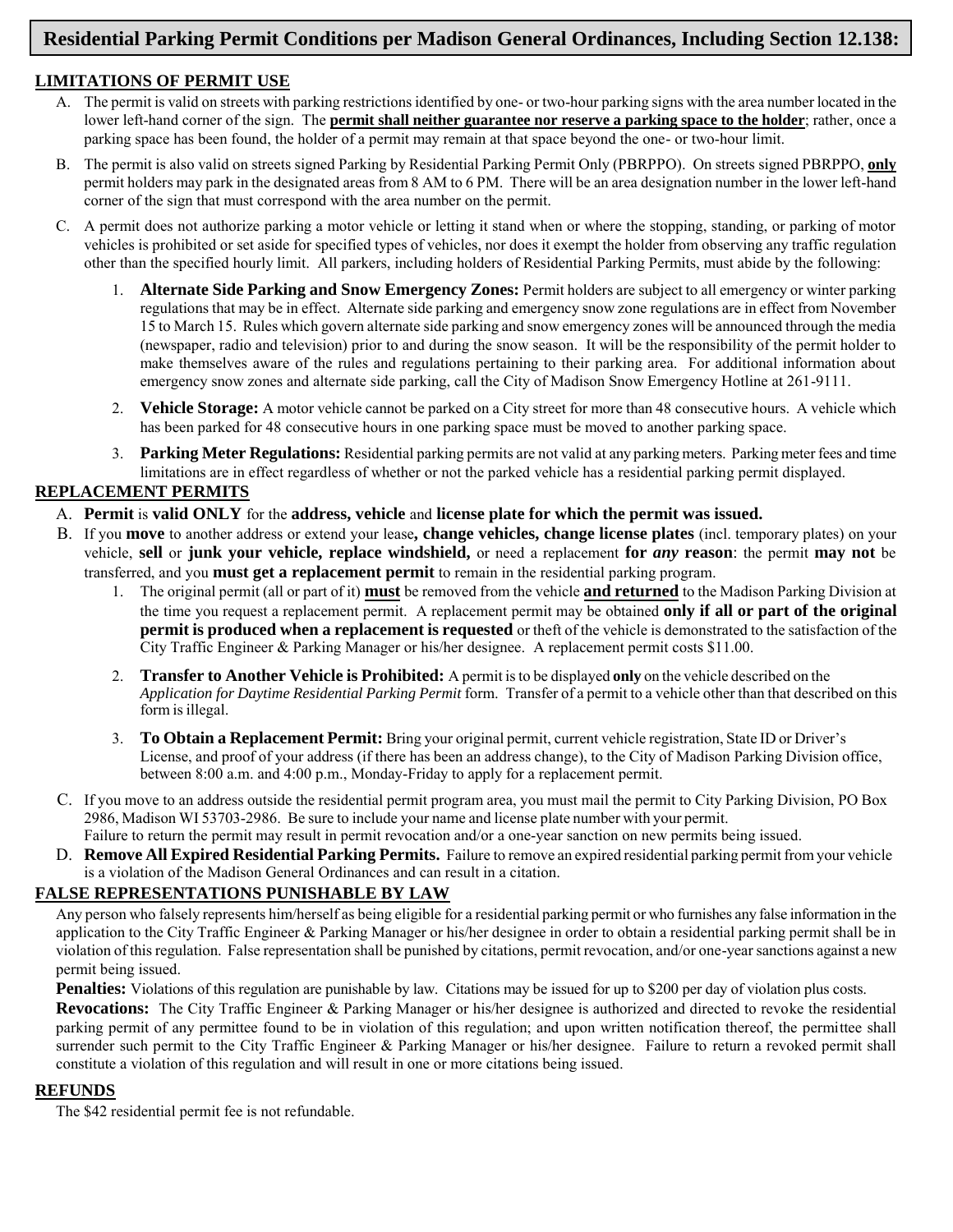# Residential Parking Permit Conditions per Madison General Ordinances, Including Section 12.138:

## LIMITATIONS OF PERMIT USE

A. The permit is valid on streets with parking restrictions identified by one- or two-hour parking signs with the area number located in the lower left-hand corner of the sign. The **permit shall neither guarantee nor reserve a parking space to the holder**; rather, once a parking space has been found, the holder of a permit may remain at that space beyond the one- or two-hour limit.

B. The permit is also valid on streets signed Parking by Residential Parking Permit Only (PBRPPO). On streets signed PBRPPO, **only** permit holders may park in the designated areas from 8 AM to 6 PM. There will be an area designation number in the lower left-hand corner of the sign that must correspond with the area number on the permit.

C. A permit does not authorize parking a motor vehicle or letting it stand when or where the stopping, standing, or parking of motor vehicles is prohibited or set aside for specified types of vehicles, nor does it exempt the holder from observing any traffic regulation other than the specified hourly limit. All parkers, including holders of Residential Parking Permits, must abide by the following:

1. **Alternate Side Parking and Snow Emergency Zones:** Permit holders are subject to all emergency or winter parking regulations that may be in effect. Alternate side parking and emergency snow zone regulations are in effect from November 15 to March 15. Rules which govern alternate side parking and snow emergency zones will be announced through the media (newspaper, radio and television) prior to and during the snow season. It will be the responsibility of the permit holder to make themselves aware of the rules and regulations pertaining to their parking area. For additional information about emergency snow zones and alternate side parking, call the City of Madison Snow Emergency Hotline at 261-9111.
2. **Vehicle Storage:** A motor vehicle cannot be parked on a City street for more than 48 consecutive hours. A vehicle which has been parked for 48 consecutive hours in one parking space must be moved to another parking space.
3. **Parking Meter Regulations:** Residential parking permits are not valid at any parking meters. Parking meter fees and time limitations are in effect regardless of whether or not the parked vehicle has a residential parking permit displayed.

## REPLACEMENT PERMITS

A. **Permit** is **valid ONLY** for the **address, vehicle** and **license plate for which the permit was issued.**

B. If you **move** to another address or extend your lease**, change vehicles, change license plates** (incl. temporary plates) on your vehicle, **sell** or **junk your vehicle, replace windshield,** or need a replacement **for *any* reason**: the permit **may not** be transferred, and you **must get a replacement permit** to remain in the residential parking program.

1. The original permit (all or part of it) **must** be removed from the vehicle **and returned** to the Madison Parking Division at the time you request a replacement permit. A replacement permit may be obtained **only if all or part of the original permit is produced when a replacement is requested** or theft of the vehicle is demonstrated to the satisfaction of the City Traffic Engineer & Parking Manager or his/her designee. A replacement permit costs $11.00.
2. **Transfer to Another Vehicle is Prohibited:** A permit is to be displayed **only** on the vehicle described on the *Application for Daytime Residential Parking Permit* form. Transfer of a permit to a vehicle other than that described on this form is illegal.
3. **To Obtain a Replacement Permit:** Bring your original permit, current vehicle registration, State ID or Driver's License, and proof of your address (if there has been an address change), to the City of Madison Parking Division office, between 8:00 a.m. and 4:00 p.m., Monday-Friday to apply for a replacement permit.

C. If you move to an address outside the residential permit program area, you must mail the permit to City Parking Division, PO Box 2986, Madison WI 53703-2986. Be sure to include your name and license plate number with your permit. Failure to return the permit may result in permit revocation and/or a one-year sanction on new permits being issued.

D. **Remove All Expired Residential Parking Permits.** Failure to remove an expired residential parking permit from your vehicle is a violation of the Madison General Ordinances and can result in a citation.

## FALSE REPRESENTATIONS PUNISHABLE BY LAW

Any person who falsely represents him/herself as being eligible for a residential parking permit or who furnishes any false information in the application to the City Traffic Engineer & Parking Manager or his/her designee in order to obtain a residential parking permit shall be in violation of this regulation. False representation shall be punished by citations, permit revocation, and/or one-year sanctions against a new permit being issued.

**Penalties:** Violations of this regulation are punishable by law. Citations may be issued for up to $200 per day of violation plus costs.

**Revocations:** The City Traffic Engineer & Parking Manager or his/her designee is authorized and directed to revoke the residential parking permit of any permittee found to be in violation of this regulation; and upon written notification thereof, the permittee shall surrender such permit to the City Traffic Engineer & Parking Manager or his/her designee. Failure to return a revoked permit shall constitute a violation of this regulation and will result in one or more citations being issued.

## REFUNDS

The $42 residential permit fee is not refundable.